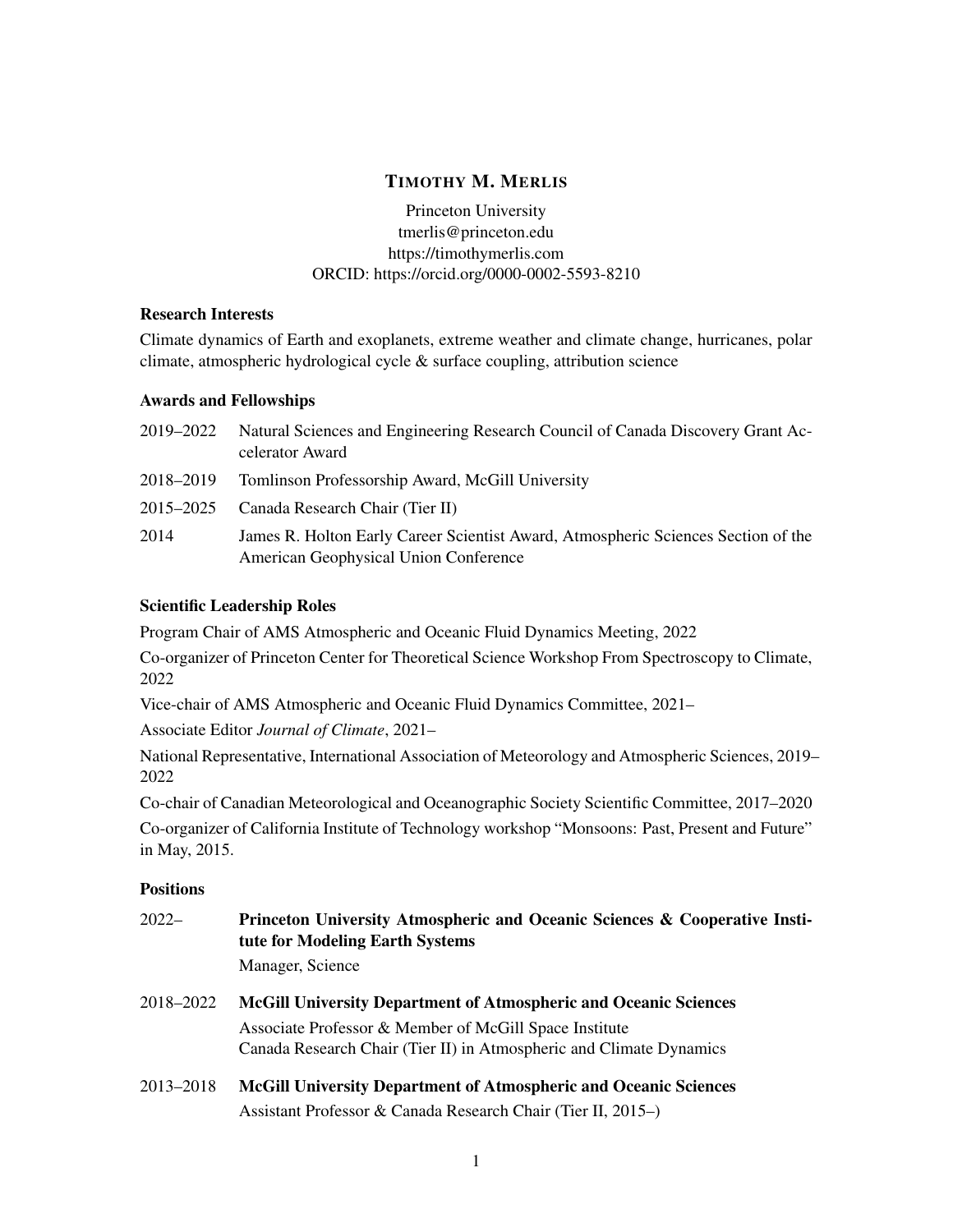# Timothy M. Merlis

Princeton University
tmerlis@princeton.edu
https://timothymerlis.com
ORCID: https://orcid.org/0000-0002-5593-8210

### Research Interests

Climate dynamics of Earth and exoplanets, extreme weather and climate change, hurricanes, polar climate, atmospheric hydrological cycle & surface coupling, attribution science

### Awards and Fellowships

2019–2022 Natural Sciences and Engineering Research Council of Canada Discovery Grant Accelerator Award

2018–2019 Tomlinson Professorship Award, McGill University

2015–2025 Canada Research Chair (Tier II)

2014 James R. Holton Early Career Scientist Award, Atmospheric Sciences Section of the American Geophysical Union Conference

### Scientific Leadership Roles

Program Chair of AMS Atmospheric and Oceanic Fluid Dynamics Meeting, 2022

Co-organizer of Princeton Center for Theoretical Science Workshop From Spectroscopy to Climate, 2022

Vice-chair of AMS Atmospheric and Oceanic Fluid Dynamics Committee, 2021–

Associate Editor *Journal of Climate*, 2021–

National Representative, International Association of Meteorology and Atmospheric Sciences, 2019–2022

Co-chair of Canadian Meteorological and Oceanographic Society Scientific Committee, 2017–2020

Co-organizer of California Institute of Technology workshop "Monsoons: Past, Present and Future" in May, 2015.

### Positions

2022– **Princeton University Atmospheric and Oceanic Sciences & Cooperative Institute for Modeling Earth Systems**
Manager, Science

2018–2022 **McGill University Department of Atmospheric and Oceanic Sciences**
Associate Professor & Member of McGill Space Institute
Canada Research Chair (Tier II) in Atmospheric and Climate Dynamics

2013–2018 **McGill University Department of Atmospheric and Oceanic Sciences**
Assistant Professor & Canada Research Chair (Tier II, 2015–)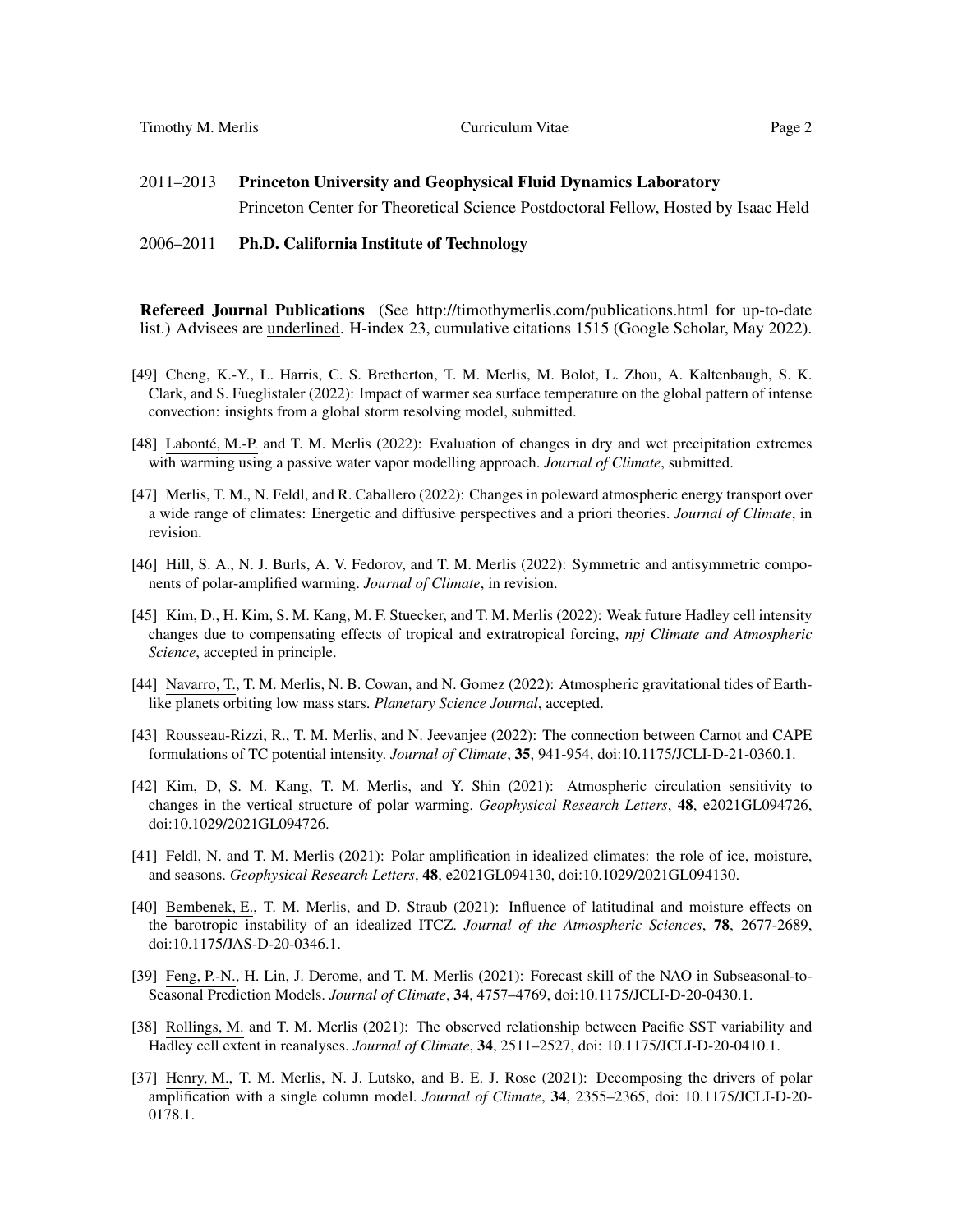2011–2013 **Princeton University and Geophysical Fluid Dynamics Laboratory**
Princeton Center for Theoretical Science Postdoctoral Fellow, Hosted by Isaac Held

2006–2011 **Ph.D. California Institute of Technology**

**Refereed Journal Publications** (See http://timothymerlis.com/publications.html for up-to-date list.) Advisees are <u>underlined</u>. H-index 23, cumulative citations 1515 (Google Scholar, May 2022).

[49] Cheng, K.-Y., L. Harris, C. S. Bretherton, T. M. Merlis, M. Bolot, L. Zhou, A. Kaltenbaugh, S. K. Clark, and S. Fueglistaler (2022): Impact of warmer sea surface temperature on the global pattern of intense convection: insights from a global storm resolving model, submitted.

[48] <u>Labonté, M.-P.</u> and T. M. Merlis (2022): Evaluation of changes in dry and wet precipitation extremes with warming using a passive water vapor modelling approach. *Journal of Climate*, submitted.

[47] Merlis, T. M., N. Feldl, and R. Caballero (2022): Changes in poleward atmospheric energy transport over a wide range of climates: Energetic and diffusive perspectives and a priori theories. *Journal of Climate*, in revision.

[46] Hill, S. A., N. J. Burls, A. V. Fedorov, and T. M. Merlis (2022): Symmetric and antisymmetric components of polar-amplified warming. *Journal of Climate*, in revision.

[45] Kim, D., H. Kim, S. M. Kang, M. F. Stuecker, and T. M. Merlis (2022): Weak future Hadley cell intensity changes due to compensating effects of tropical and extratropical forcing, *npj Climate and Atmospheric Science*, accepted in principle.

[44] <u>Navarro, T.</u>, T. M. Merlis, N. B. Cowan, and N. Gomez (2022): Atmospheric gravitational tides of Earth-like planets orbiting low mass stars. *Planetary Science Journal*, accepted.

[43] Rousseau-Rizzi, R., T. M. Merlis, and N. Jeevanjee (2022): The connection between Carnot and CAPE formulations of TC potential intensity. *Journal of Climate*, **35**, 941-954, doi:10.1175/JCLI-D-21-0360.1.

[42] Kim, D, S. M. Kang, T. M. Merlis, and Y. Shin (2021): Atmospheric circulation sensitivity to changes in the vertical structure of polar warming. *Geophysical Research Letters*, **48**, e2021GL094726, doi:10.1029/2021GL094726.

[41] Feldl, N. and T. M. Merlis (2021): Polar amplification in idealized climates: the role of ice, moisture, and seasons. *Geophysical Research Letters*, **48**, e2021GL094130, doi:10.1029/2021GL094130.

[40] <u>Bembenek, E.</u>, T. M. Merlis, and D. Straub (2021): Influence of latitudinal and moisture effects on the barotropic instability of an idealized ITCZ. *Journal of the Atmospheric Sciences*, **78**, 2677-2689, doi:10.1175/JAS-D-20-0346.1.

[39] <u>Feng, P.-N.</u>, H. Lin, J. Derome, and T. M. Merlis (2021): Forecast skill of the NAO in Subseasonal-to-Seasonal Prediction Models. *Journal of Climate*, **34**, 4757–4769, doi:10.1175/JCLI-D-20-0430.1.

[38] <u>Rollings, M.</u> and T. M. Merlis (2021): The observed relationship between Pacific SST variability and Hadley cell extent in reanalyses. *Journal of Climate*, **34**, 2511–2527, doi: 10.1175/JCLI-D-20-0410.1.

[37] <u>Henry, M.</u>, T. M. Merlis, N. J. Lutsko, and B. E. J. Rose (2021): Decomposing the drivers of polar amplification with a single column model. *Journal of Climate*, **34**, 2355–2365, doi: 10.1175/JCLI-D-20-0178.1.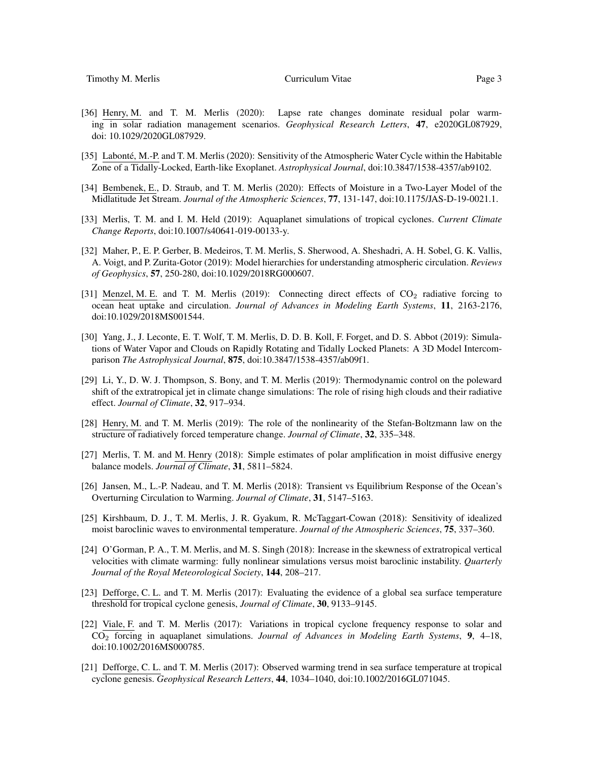[36] Henry, M. and T. M. Merlis (2020): Lapse rate changes dominate residual polar warming in solar radiation management scenarios. *Geophysical Research Letters*, **47**, e2020GL087929, doi: 10.1029/2020GL087929.

[35] Labonté, M.-P. and T. M. Merlis (2020): Sensitivity of the Atmospheric Water Cycle within the Habitable Zone of a Tidally-Locked, Earth-like Exoplanet. *Astrophysical Journal*, doi:10.3847/1538-4357/ab9102.

[34] Bembenek, E., D. Straub, and T. M. Merlis (2020): Effects of Moisture in a Two-Layer Model of the Midlatitude Jet Stream. *Journal of the Atmospheric Sciences*, **77**, 131-147, doi:10.1175/JAS-D-19-0021.1.

[33] Merlis, T. M. and I. M. Held (2019): Aquaplanet simulations of tropical cyclones. *Current Climate Change Reports*, doi:10.1007/s40641-019-00133-y.

[32] Maher, P., E. P. Gerber, B. Medeiros, T. M. Merlis, S. Sherwood, A. Sheshadri, A. H. Sobel, G. K. Vallis, A. Voigt, and P. Zurita-Gotor (2019): Model hierarchies for understanding atmospheric circulation. *Reviews of Geophysics*, **57**, 250-280, doi:10.1029/2018RG000607.

[31] Menzel, M. E. and T. M. Merlis (2019): Connecting direct effects of $CO_2$ radiative forcing to ocean heat uptake and circulation. *Journal of Advances in Modeling Earth Systems*, **11**, 2163-2176, doi:10.1029/2018MS001544.

[30] Yang, J., J. Leconte, E. T. Wolf, T. M. Merlis, D. D. B. Koll, F. Forget, and D. S. Abbot (2019): Simulations of Water Vapor and Clouds on Rapidly Rotating and Tidally Locked Planets: A 3D Model Intercomparison *The Astrophysical Journal*, **875**, doi:10.3847/1538-4357/ab09f1.

[29] Li, Y., D. W. J. Thompson, S. Bony, and T. M. Merlis (2019): Thermodynamic control on the poleward shift of the extratropical jet in climate change simulations: The role of rising high clouds and their radiative effect. *Journal of Climate*, **32**, 917–934.

[28] Henry, M. and T. M. Merlis (2019): The role of the nonlinearity of the Stefan-Boltzmann law on the structure of radiatively forced temperature change. *Journal of Climate*, **32**, 335–348.

[27] Merlis, T. M. and M. Henry (2018): Simple estimates of polar amplification in moist diffusive energy balance models. *Journal of Climate*, **31**, 5811–5824.

[26] Jansen, M., L.-P. Nadeau, and T. M. Merlis (2018): Transient vs Equilibrium Response of the Ocean's Overturning Circulation to Warming. *Journal of Climate*, **31**, 5147–5163.

[25] Kirshbaum, D. J., T. M. Merlis, J. R. Gyakum, R. McTaggart-Cowan (2018): Sensitivity of idealized moist baroclinic waves to environmental temperature. *Journal of the Atmospheric Sciences*, **75**, 337–360.

[24] O'Gorman, P. A., T. M. Merlis, and M. S. Singh (2018): Increase in the skewness of extratropical vertical velocities with climate warming: fully nonlinear simulations versus moist baroclinic instability. *Quarterly Journal of the Royal Meteorological Society*, **144**, 208–217.

[23] Defforge, C. L. and T. M. Merlis (2017): Evaluating the evidence of a global sea surface temperature threshold for tropical cyclone genesis, *Journal of Climate*, **30**, 9133–9145.

[22] Viale, F. and T. M. Merlis (2017): Variations in tropical cyclone frequency response to solar and $CO_2$ forcing in aquaplanet simulations. *Journal of Advances in Modeling Earth Systems*, **9**, 4–18, doi:10.1002/2016MS000785.

[21] Defforge, C. L. and T. M. Merlis (2017): Observed warming trend in sea surface temperature at tropical cyclone genesis. *Geophysical Research Letters*, **44**, 1034–1040, doi:10.1002/2016GL071045.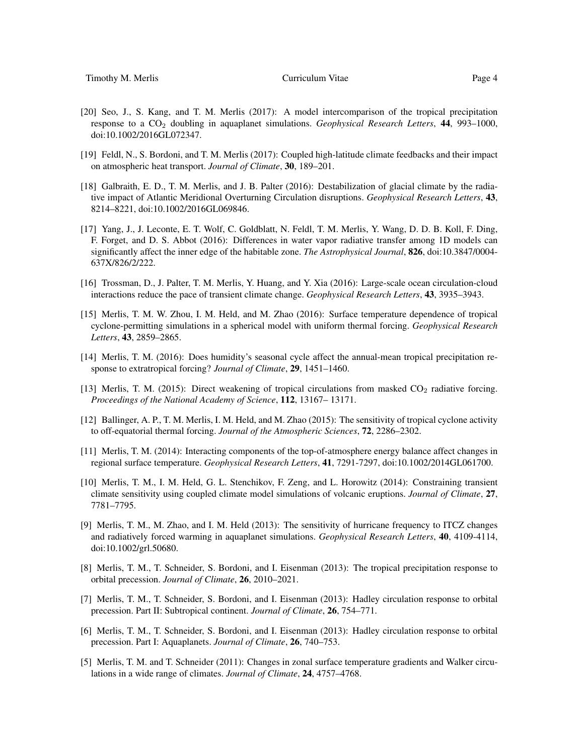[20] Seo, J., S. Kang, and T. M. Merlis (2017): A model intercomparison of the tropical precipitation response to a $CO_2$ doubling in aquaplanet simulations. *Geophysical Research Letters*, **44**, 993–1000, doi:10.1002/2016GL072347.

[19] Feldl, N., S. Bordoni, and T. M. Merlis (2017): Coupled high-latitude climate feedbacks and their impact on atmospheric heat transport. *Journal of Climate*, **30**, 189–201.

[18] Galbraith, E. D., T. M. Merlis, and J. B. Palter (2016): Destabilization of glacial climate by the radiative impact of Atlantic Meridional Overturning Circulation disruptions. *Geophysical Research Letters*, **43**, 8214–8221, doi:10.1002/2016GL069846.

[17] Yang, J., J. Leconte, E. T. Wolf, C. Goldblatt, N. Feldl, T. M. Merlis, Y. Wang, D. D. B. Koll, F. Ding, F. Forget, and D. S. Abbot (2016): Differences in water vapor radiative transfer among 1D models can significantly affect the inner edge of the habitable zone. *The Astrophysical Journal*, **826**, doi:10.3847/0004-637X/826/2/222.

[16] Trossman, D., J. Palter, T. M. Merlis, Y. Huang, and Y. Xia (2016): Large-scale ocean circulation-cloud interactions reduce the pace of transient climate change. *Geophysical Research Letters*, **43**, 3935–3943.

[15] Merlis, T. M. W. Zhou, I. M. Held, and M. Zhao (2016): Surface temperature dependence of tropical cyclone-permitting simulations in a spherical model with uniform thermal forcing. *Geophysical Research Letters*, **43**, 2859–2865.

[14] Merlis, T. M. (2016): Does humidity's seasonal cycle affect the annual-mean tropical precipitation response to extratropical forcing? *Journal of Climate*, **29**, 1451–1460.

[13] Merlis, T. M. (2015): Direct weakening of tropical circulations from masked $CO_2$ radiative forcing. *Proceedings of the National Academy of Science*, **112**, 13167– 13171.

[12] Ballinger, A. P., T. M. Merlis, I. M. Held, and M. Zhao (2015): The sensitivity of tropical cyclone activity to off-equatorial thermal forcing. *Journal of the Atmospheric Sciences*, **72**, 2286–2302.

[11] Merlis, T. M. (2014): Interacting components of the top-of-atmosphere energy balance affect changes in regional surface temperature. *Geophysical Research Letters*, **41**, 7291-7297, doi:10.1002/2014GL061700.

[10] Merlis, T. M., I. M. Held, G. L. Stenchikov, F. Zeng, and L. Horowitz (2014): Constraining transient climate sensitivity using coupled climate model simulations of volcanic eruptions. *Journal of Climate*, **27**, 7781–7795.

[9] Merlis, T. M., M. Zhao, and I. M. Held (2013): The sensitivity of hurricane frequency to ITCZ changes and radiatively forced warming in aquaplanet simulations. *Geophysical Research Letters*, **40**, 4109-4114, doi:10.1002/grl.50680.

[8] Merlis, T. M., T. Schneider, S. Bordoni, and I. Eisenman (2013): The tropical precipitation response to orbital precession. *Journal of Climate*, **26**, 2010–2021.

[7] Merlis, T. M., T. Schneider, S. Bordoni, and I. Eisenman (2013): Hadley circulation response to orbital precession. Part II: Subtropical continent. *Journal of Climate*, **26**, 754–771.

[6] Merlis, T. M., T. Schneider, S. Bordoni, and I. Eisenman (2013): Hadley circulation response to orbital precession. Part I: Aquaplanets. *Journal of Climate*, **26**, 740–753.

[5] Merlis, T. M. and T. Schneider (2011): Changes in zonal surface temperature gradients and Walker circulations in a wide range of climates. *Journal of Climate*, **24**, 4757–4768.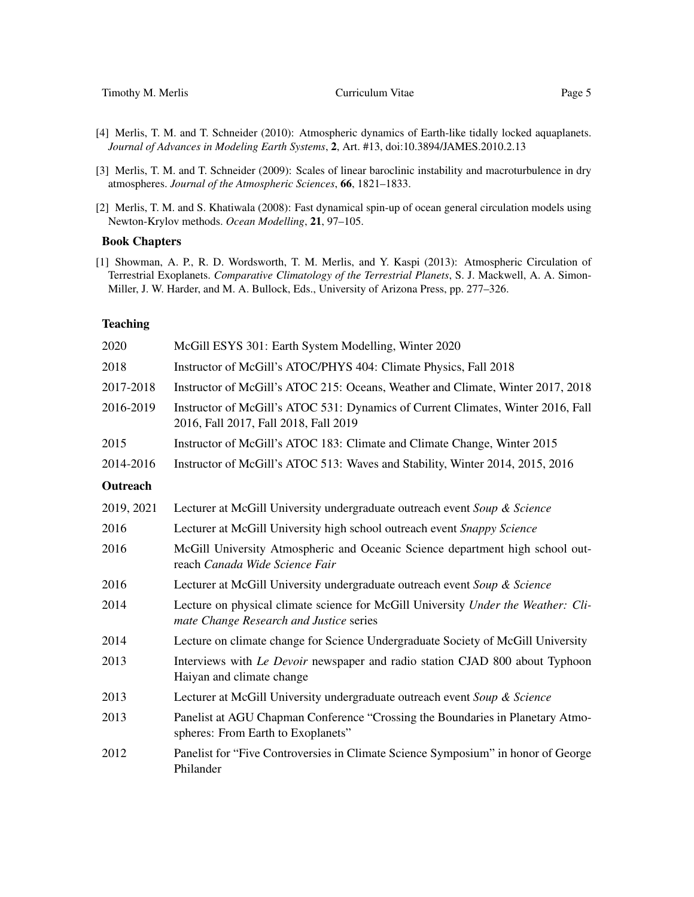[4] Merlis, T. M. and T. Schneider (2010): Atmospheric dynamics of Earth-like tidally locked aquaplanets. *Journal of Advances in Modeling Earth Systems*, **2**, Art. #13, doi:10.3894/JAMES.2010.2.13

[3] Merlis, T. M. and T. Schneider (2009): Scales of linear baroclinic instability and macroturbulence in dry atmospheres. *Journal of the Atmospheric Sciences*, **66**, 1821–1833.

[2] Merlis, T. M. and S. Khatiwala (2008): Fast dynamical spin-up of ocean general circulation models using Newton-Krylov methods. *Ocean Modelling*, **21**, 97–105.

### Book Chapters

[1] Showman, A. P., R. D. Wordsworth, T. M. Merlis, and Y. Kaspi (2013): Atmospheric Circulation of Terrestrial Exoplanets. *Comparative Climatology of the Terrestrial Planets*, S. J. Mackwell, A. A. Simon-Miller, J. W. Harder, and M. A. Bullock, Eds., University of Arizona Press, pp. 277–326.

## Teaching

| | |
|---|---|
| 2020 | McGill ESYS 301: Earth System Modelling, Winter 2020 |
| 2018 | Instructor of McGill's ATOC/PHYS 404: Climate Physics, Fall 2018 |
| 2017-2018 | Instructor of McGill's ATOC 215: Oceans, Weather and Climate, Winter 2017, 2018 |
| 2016-2019 | Instructor of McGill's ATOC 531: Dynamics of Current Climates, Winter 2016, Fall 2016, Fall 2017, Fall 2018, Fall 2019 |
| 2015 | Instructor of McGill's ATOC 183: Climate and Climate Change, Winter 2015 |
| 2014-2016 | Instructor of McGill's ATOC 513: Waves and Stability, Winter 2014, 2015, 2016 |

## Outreach

| | |
|---|---|
| 2019, 2021 | Lecturer at McGill University undergraduate outreach event *Soup & Science* |
| 2016 | Lecturer at McGill University high school outreach event *Snappy Science* |
| 2016 | McGill University Atmospheric and Oceanic Science department high school outreach *Canada Wide Science Fair* |
| 2016 | Lecturer at McGill University undergraduate outreach event *Soup & Science* |
| 2014 | Lecture on physical climate science for McGill University *Under the Weather: Climate Change Research and Justice* series |
| 2014 | Lecture on climate change for Science Undergraduate Society of McGill University |
| 2013 | Interviews with *Le Devoir* newspaper and radio station CJAD 800 about Typhoon Haiyan and climate change |
| 2013 | Lecturer at McGill University undergraduate outreach event *Soup & Science* |
| 2013 | Panelist at AGU Chapman Conference "Crossing the Boundaries in Planetary Atmospheres: From Earth to Exoplanets" |
| 2012 | Panelist for "Five Controversies in Climate Science Symposium" in honor of George Philander |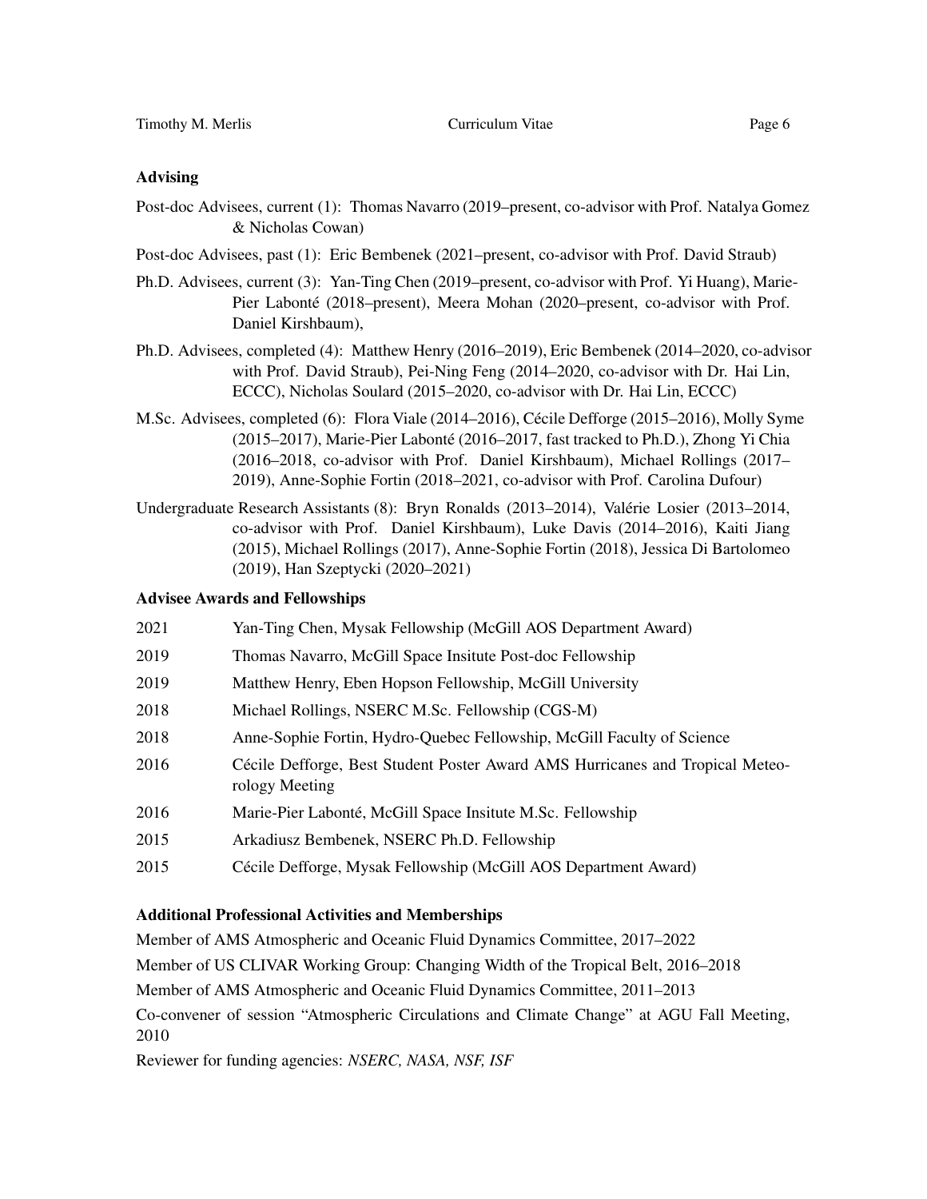## Advising

Post-doc Advisees, current (1): Thomas Navarro (2019–present, co-advisor with Prof. Natalya Gomez & Nicholas Cowan)

Post-doc Advisees, past (1): Eric Bembenek (2021–present, co-advisor with Prof. David Straub)

Ph.D. Advisees, current (3): Yan-Ting Chen (2019–present, co-advisor with Prof. Yi Huang), Marie-Pier Labonté (2018–present), Meera Mohan (2020–present, co-advisor with Prof. Daniel Kirshbaum),

Ph.D. Advisees, completed (4): Matthew Henry (2016–2019), Eric Bembenek (2014–2020, co-advisor with Prof. David Straub), Pei-Ning Feng (2014–2020, co-advisor with Dr. Hai Lin, ECCC), Nicholas Soulard (2015–2020, co-advisor with Dr. Hai Lin, ECCC)

M.Sc. Advisees, completed (6): Flora Viale (2014–2016), Cécile Defforge (2015–2016), Molly Syme (2015–2017), Marie-Pier Labonté (2016–2017, fast tracked to Ph.D.), Zhong Yi Chia (2016–2018, co-advisor with Prof. Daniel Kirshbaum), Michael Rollings (2017–2019), Anne-Sophie Fortin (2018–2021, co-advisor with Prof. Carolina Dufour)

Undergraduate Research Assistants (8): Bryn Ronalds (2013–2014), Valérie Losier (2013–2014, co-advisor with Prof. Daniel Kirshbaum), Luke Davis (2014–2016), Kaiti Jiang (2015), Michael Rollings (2017), Anne-Sophie Fortin (2018), Jessica Di Bartolomeo (2019), Han Szeptycki (2020–2021)

## Advisee Awards and Fellowships

2021 Yan-Ting Chen, Mysak Fellowship (McGill AOS Department Award)

2019 Thomas Navarro, McGill Space Insitute Post-doc Fellowship

2019 Matthew Henry, Eben Hopson Fellowship, McGill University

2018 Michael Rollings, NSERC M.Sc. Fellowship (CGS-M)

2018 Anne-Sophie Fortin, Hydro-Quebec Fellowship, McGill Faculty of Science

2016 Cécile Defforge, Best Student Poster Award AMS Hurricanes and Tropical Meteorology Meeting

2016 Marie-Pier Labonté, McGill Space Insitute M.Sc. Fellowship

2015 Arkadiusz Bembenek, NSERC Ph.D. Fellowship

2015 Cécile Defforge, Mysak Fellowship (McGill AOS Department Award)

## Additional Professional Activities and Memberships

Member of AMS Atmospheric and Oceanic Fluid Dynamics Committee, 2017–2022

Member of US CLIVAR Working Group: Changing Width of the Tropical Belt, 2016–2018

Member of AMS Atmospheric and Oceanic Fluid Dynamics Committee, 2011–2013

Co-convener of session "Atmospheric Circulations and Climate Change" at AGU Fall Meeting, 2010

Reviewer for funding agencies: *NSERC, NASA, NSF, ISF*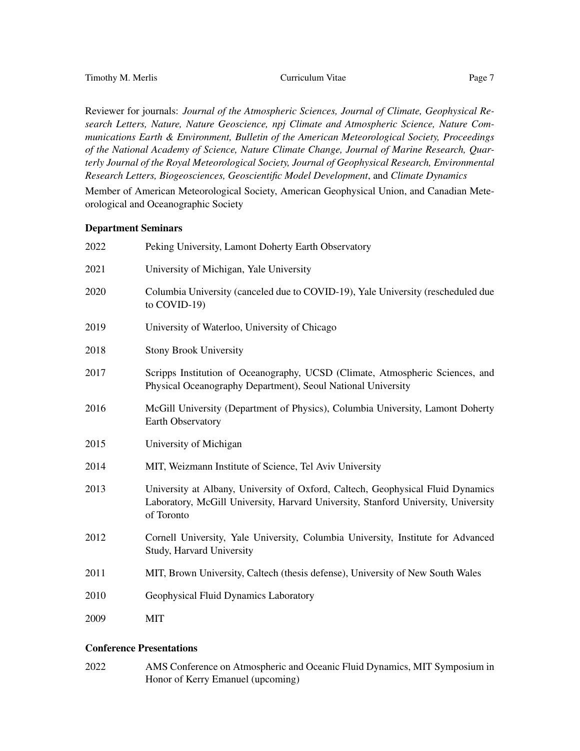Reviewer for journals: *Journal of the Atmospheric Sciences, Journal of Climate, Geophysical Research Letters, Nature, Nature Geoscience, npj Climate and Atmospheric Science, Nature Communications Earth & Environment, Bulletin of the American Meteorological Society, Proceedings of the National Academy of Science, Nature Climate Change, Journal of Marine Research, Quarterly Journal of the Royal Meteorological Society, Journal of Geophysical Research, Environmental Research Letters, Biogeosciences, Geoscientific Model Development*, and *Climate Dynamics*

Member of American Meteorological Society, American Geophysical Union, and Canadian Meteorological and Oceanographic Society

### Department Seminars

| | |
|---|---|
| 2022 | Peking University, Lamont Doherty Earth Observatory |
| 2021 | University of Michigan, Yale University |
| 2020 | Columbia University (canceled due to COVID-19), Yale University (rescheduled due to COVID-19) |
| 2019 | University of Waterloo, University of Chicago |
| 2018 | Stony Brook University |
| 2017 | Scripps Institution of Oceanography, UCSD (Climate, Atmospheric Sciences, and Physical Oceanography Department), Seoul National University |
| 2016 | McGill University (Department of Physics), Columbia University, Lamont Doherty Earth Observatory |
| 2015 | University of Michigan |
| 2014 | MIT, Weizmann Institute of Science, Tel Aviv University |
| 2013 | University at Albany, University of Oxford, Caltech, Geophysical Fluid Dynamics Laboratory, McGill University, Harvard University, Stanford University, University of Toronto |
| 2012 | Cornell University, Yale University, Columbia University, Institute for Advanced Study, Harvard University |
| 2011 | MIT, Brown University, Caltech (thesis defense), University of New South Wales |
| 2010 | Geophysical Fluid Dynamics Laboratory |
| 2009 | MIT |

### Conference Presentations

| | |
|---|---|
| 2022 | AMS Conference on Atmospheric and Oceanic Fluid Dynamics, MIT Symposium in Honor of Kerry Emanuel (upcoming) |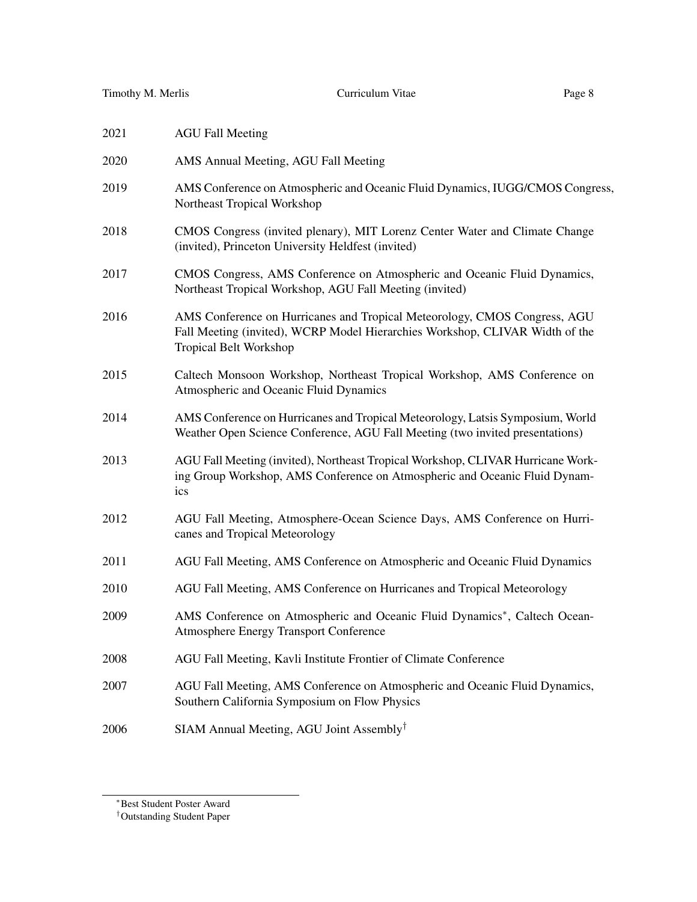2021 AGU Fall Meeting

2020 AMS Annual Meeting, AGU Fall Meeting

2019 AMS Conference on Atmospheric and Oceanic Fluid Dynamics, IUGG/CMOS Congress, Northeast Tropical Workshop

2018 CMOS Congress (invited plenary), MIT Lorenz Center Water and Climate Change (invited), Princeton University Heldfest (invited)

2017 CMOS Congress, AMS Conference on Atmospheric and Oceanic Fluid Dynamics, Northeast Tropical Workshop, AGU Fall Meeting (invited)

2016 AMS Conference on Hurricanes and Tropical Meteorology, CMOS Congress, AGU Fall Meeting (invited), WCRP Model Hierarchies Workshop, CLIVAR Width of the Tropical Belt Workshop

2015 Caltech Monsoon Workshop, Northeast Tropical Workshop, AMS Conference on Atmospheric and Oceanic Fluid Dynamics

2014 AMS Conference on Hurricanes and Tropical Meteorology, Latsis Symposium, World Weather Open Science Conference, AGU Fall Meeting (two invited presentations)

2013 AGU Fall Meeting (invited), Northeast Tropical Workshop, CLIVAR Hurricane Working Group Workshop, AMS Conference on Atmospheric and Oceanic Fluid Dynamics

2012 AGU Fall Meeting, Atmosphere-Ocean Science Days, AMS Conference on Hurricanes and Tropical Meteorology

2011 AGU Fall Meeting, AMS Conference on Atmospheric and Oceanic Fluid Dynamics

2010 AGU Fall Meeting, AMS Conference on Hurricanes and Tropical Meteorology

2009 AMS Conference on Atmospheric and Oceanic Fluid Dynamics*, Caltech Ocean-Atmosphere Energy Transport Conference

2008 AGU Fall Meeting, Kavli Institute Frontier of Climate Conference

2007 AGU Fall Meeting, AMS Conference on Atmospheric and Oceanic Fluid Dynamics, Southern California Symposium on Flow Physics

2006 SIAM Annual Meeting, AGU Joint Assembly†

---

*Best Student Poster Award

†Outstanding Student Paper